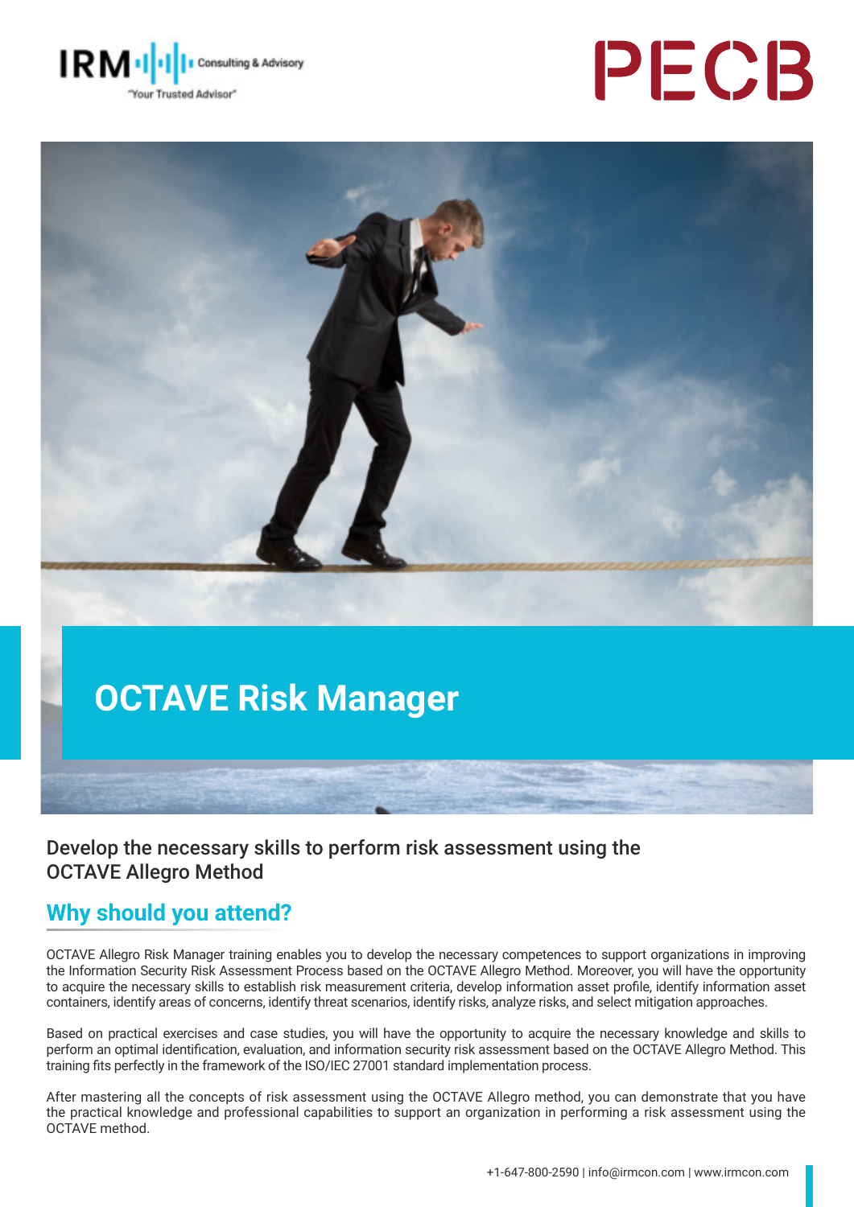IRM Consulting & Advisory "Your Trusted Advisor"

PECB

# OCTAVE Risk Manager

### Develop the necessary skills to perform risk assessment using the OCTAVE Allegro Method

## Why should you attend?

OCTAVE Allegro Risk Manager training enables you to develop the necessary competences to support organizations in improving the Information Security Risk Assessment Process based on the OCTAVE Allegro Method. Moreover, you will have the opportunity to acquire the necessary skills to establish risk measurement criteria, develop information asset profile, identify information asset containers, identify areas of concerns, identify threat scenarios, identify risks, analyze risks, and select mitigation approaches.

Based on practical exercises and case studies, you will have the opportunity to acquire the necessary knowledge and skills to perform an optimal identification, evaluation, and information security risk assessment based on the OCTAVE Allegro Method. This training fits perfectly in the framework of the ISO/IEC 27001 standard implementation process.

After mastering all the concepts of risk assessment using the OCTAVE Allegro method, you can demonstrate that you have the practical knowledge and professional capabilities to support an organization in performing a risk assessment using the OCTAVE method.

+1-647-800-2590 | info@irmcon.com | www.irmcon.com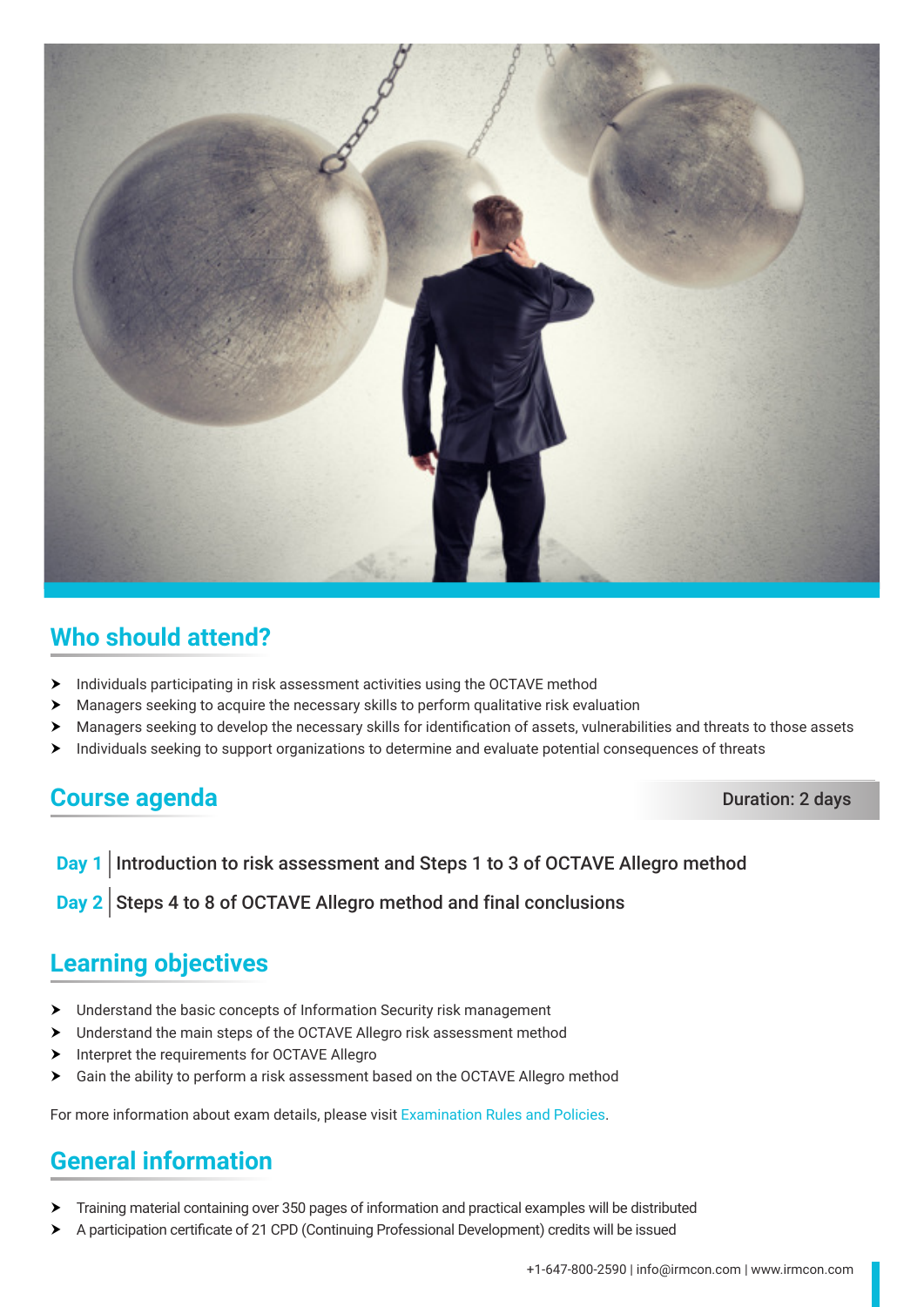## Who should attend?

- Individuals participating in risk assessment activities using the OCTAVE method
- Managers seeking to acquire the necessary skills to perform qualitative risk evaluation
- Managers seeking to develop the necessary skills for identification of assets, vulnerabilities and threats to those assets
- Individuals seeking to support organizations to determine and evaluate potential consequences of threats

## Course agenda

Duration: 2 days

**Day 1** | Introduction to risk assessment and Steps 1 to 3 of OCTAVE Allegro method

**Day 2** | Steps 4 to 8 of OCTAVE Allegro method and final conclusions

## Learning objectives

- Understand the basic concepts of Information Security risk management
- Understand the main steps of the OCTAVE Allegro risk assessment method
- Interpret the requirements for OCTAVE Allegro
- Gain the ability to perform a risk assessment based on the OCTAVE Allegro method

For more information about exam details, please visit Examination Rules and Policies.

## General information

- Training material containing over 350 pages of information and practical examples will be distributed
- A participation certificate of 21 CPD (Continuing Professional Development) credits will be issued

+1-647-800-2590 | info@irmcon.com | www.irmcon.com